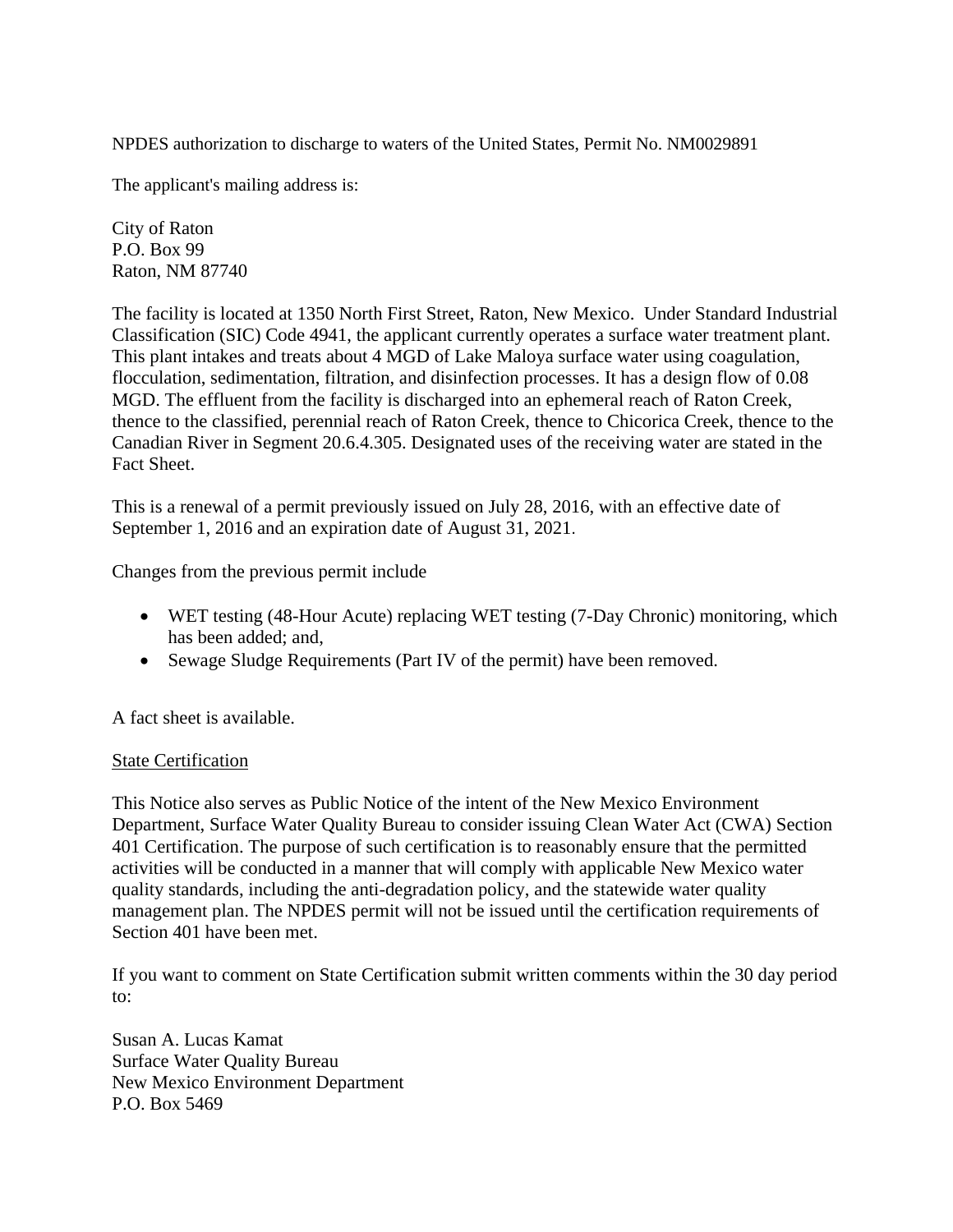NPDES authorization to discharge to waters of the United States, Permit No. NM0029891

The applicant's mailing address is:

City of Raton  
P.O. Box 99  
Raton, NM 87740

The facility is located at 1350 North First Street, Raton, New Mexico. Under Standard Industrial Classification (SIC) Code 4941, the applicant currently operates a surface water treatment plant. This plant intakes and treats about 4 MGD of Lake Maloya surface water using coagulation, flocculation, sedimentation, filtration, and disinfection processes. It has a design flow of 0.08 MGD. The effluent from the facility is discharged into an ephemeral reach of Raton Creek, thence to the classified, perennial reach of Raton Creek, thence to Chicorica Creek, thence to the Canadian River in Segment 20.6.4.305. Designated uses of the receiving water are stated in the Fact Sheet.

This is a renewal of a permit previously issued on July 28, 2016, with an effective date of September 1, 2016 and an expiration date of August 31, 2021.

Changes from the previous permit include

- WET testing (48-Hour Acute) replacing WET testing (7-Day Chronic) monitoring, which has been added; and,
- Sewage Sludge Requirements (Part IV of the permit) have been removed.

A fact sheet is available.

<u>State Certification</u>

This Notice also serves as Public Notice of the intent of the New Mexico Environment Department, Surface Water Quality Bureau to consider issuing Clean Water Act (CWA) Section 401 Certification. The purpose of such certification is to reasonably ensure that the permitted activities will be conducted in a manner that will comply with applicable New Mexico water quality standards, including the anti-degradation policy, and the statewide water quality management plan. The NPDES permit will not be issued until the certification requirements of Section 401 have been met.

If you want to comment on State Certification submit written comments within the 30 day period to:

Susan A. Lucas Kamat  
Surface Water Quality Bureau  
New Mexico Environment Department  
P.O. Box 5469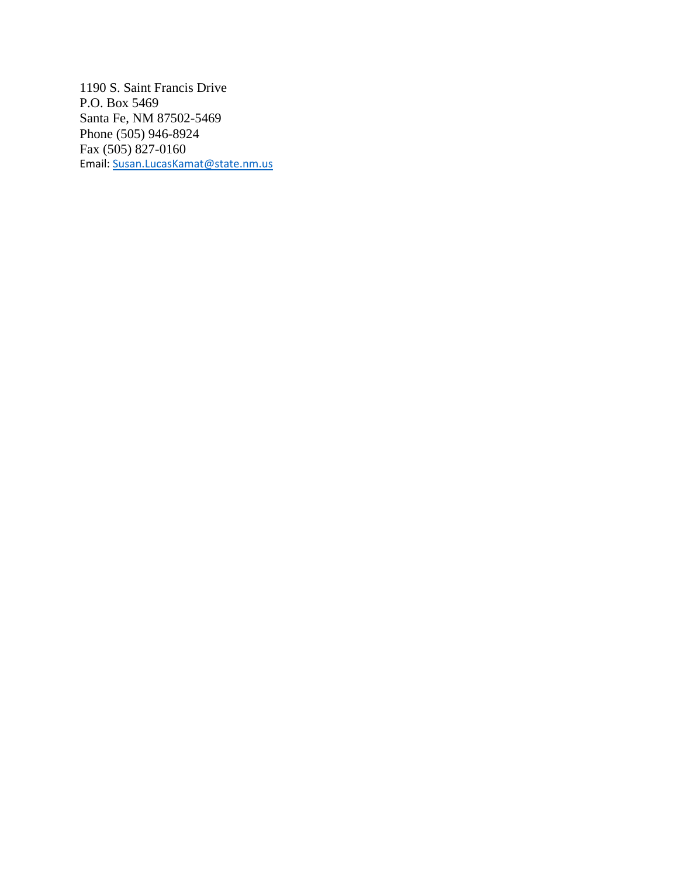1190 S. Saint Francis Drive  
P.O. Box 5469  
Santa Fe, NM 87502-5469  
Phone (505) 946-8924  
Fax (505) 827-0160  
Email: Susan.LucasKamat@state.nm.us